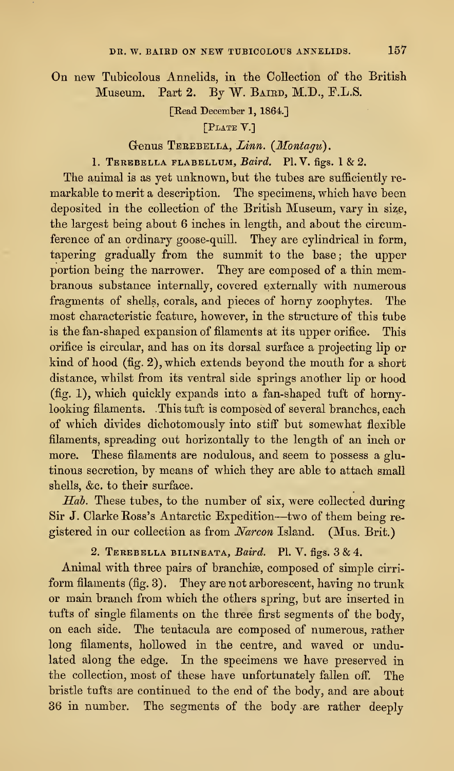# On new Tubicolous Annelids, in the Collection of the British Museum. Part 2. By W. Baird, M.D., F.L.S.

[Read December 1, 1864.]

[Plate V.]

## Genus Terebella, *Linn.* (*Montagu*).

### 1. Terebella flabellum, *Baird*. Pl. V. figs. 1 & 2.

The animal is as yet unknown, but the tubes are sufficiently remarkable to merit a description. The specimens, which have been deposited in the collection of the British Museum, vary in size, the largest being about 6 inches in length, and about the circumference of an ordinary goose-quill. They are cylindrical in form, tapering gradually from the summit to the base; the upper portion being the narrower. They are composed of a thin membranous substance internally, covered externally with numerous fragments of shells, corals, and pieces of horny zoophytes. The most characteristic feature, however, in the structure of this tube is the fan-shaped expansion of filaments at its upper orifice. This orifice is circular, and has on its dorsal surface a projecting lip or kind of hood (fig. 2), which extends beyond the mouth for a short distance, whilst from its ventral side springs another lip or hood (fig. 1), which quickly expands into a fan-shaped tuft of horny-looking filaments. This tuft is composed of several branches, each of which divides dichotomously into stiff but somewhat flexible filaments, spreading out horizontally to the length of an inch or more. These filaments are nodulous, and seem to possess a glutinous secretion, by means of which they are able to attach small shells, &c. to their surface.

*Hab.* These tubes, to the number of six, were collected during Sir J. Clarke Ross's Antarctic Expedition—two of them being registered in our collection as from *Narcon* Island. (Mus. Brit.)

### 2. Terebella bilineata, *Baird*. Pl. V. figs. 3 & 4.

Animal with three pairs of branchiæ, composed of simple cirriform filaments (fig. 3). They are not arborescent, having no trunk or main branch from which the others spring, but are inserted in tufts of single filaments on the three first segments of the body, on each side. The tentacula are composed of numerous, rather long filaments, hollowed in the centre, and waved or undulated along the edge. In the specimens we have preserved in the collection, most of these have unfortunately fallen off. The bristle tufts are continued to the end of the body, and are about 36 in number. The segments of the body are rather deeply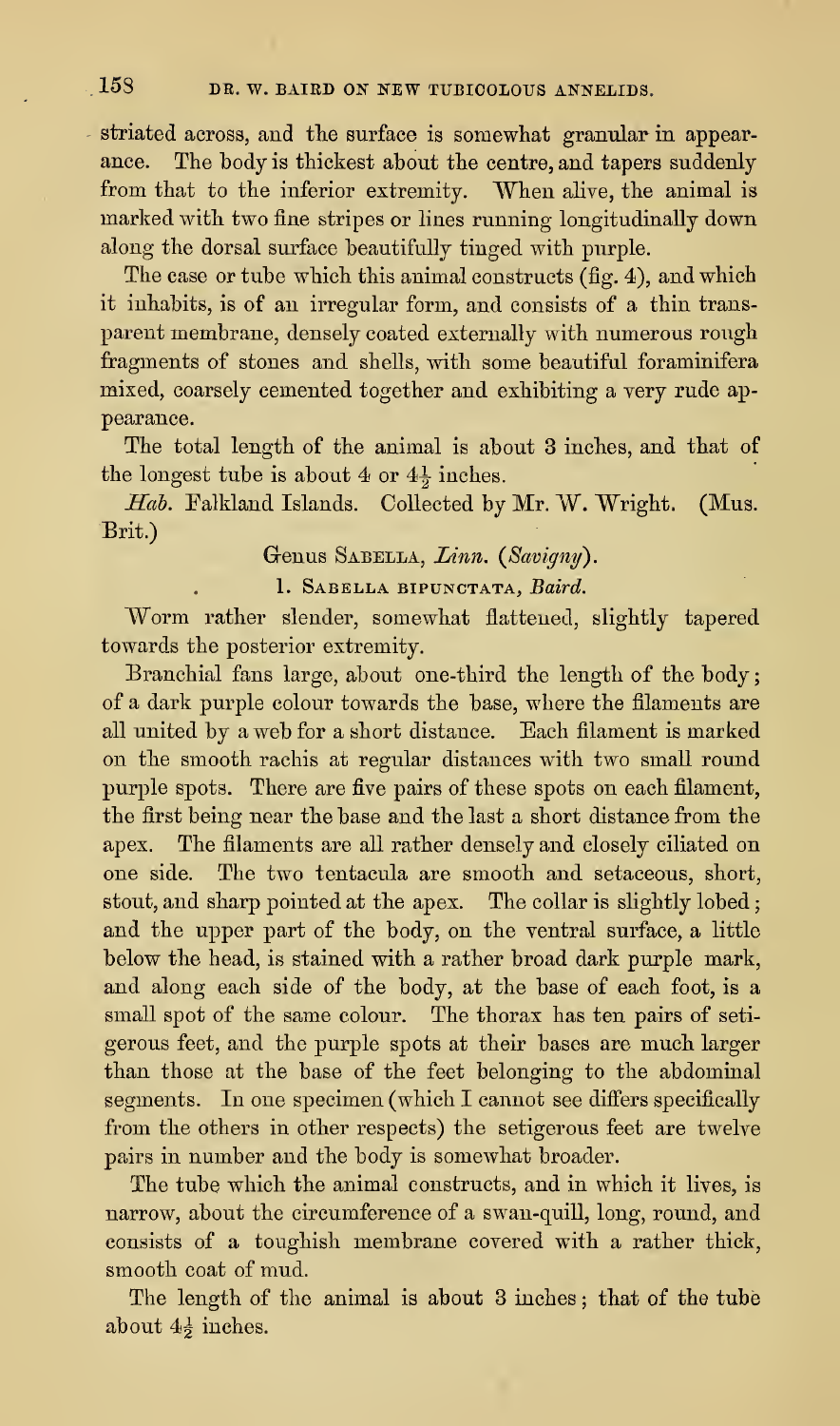striated across, and the surface is somewhat granular in appearance. The body is thickest about the centre, and tapers suddenly from that to the inferior extremity. When alive, the animal is marked with two fine stripes or lines running longitudinally down along the dorsal surface beautifully tinged with purple.

The case or tube which this animal constructs (fig. 4), and which it inhabits, is of an irregular form, and consists of a thin transparent membrane, densely coated externally with numerous rough fragments of stones and shells, with some beautiful foraminifera mixed, coarsely cemented together and exhibiting a very rude appearance.

The total length of the animal is about 3 inches, and that of the longest tube is about 4 or $4\frac{1}{2}$ inches.

*Hab.* Falkland Islands. Collected by Mr. W. Wright. (Mus. Brit.)

### Genus Sabella, *Linn.* (*Savigny*).

#### 1. Sabella bipunctata, *Baird*.

Worm rather slender, somewhat flattened, slightly tapered towards the posterior extremity.

Branchial fans large, about one-third the length of the body; of a dark purple colour towards the base, where the filaments are all united by a web for a short distance. Each filament is marked on the smooth rachis at regular distances with two small round purple spots. There are five pairs of these spots on each filament, the first being near the base and the last a short distance from the apex. The filaments are all rather densely and closely ciliated on one side. The two tentacula are smooth and setaceous, short, stout, and sharp pointed at the apex. The collar is slightly lobed; and the upper part of the body, on the ventral surface, a little below the head, is stained with a rather broad dark purple mark, and along each side of the body, at the base of each foot, is a small spot of the same colour. The thorax has ten pairs of setigerous feet, and the purple spots at their bases are much larger than those at the base of the feet belonging to the abdominal segments. In one specimen (which I cannot see differs specifically from the others in other respects) the setigerous feet are twelve pairs in number and the body is somewhat broader.

The tube which the animal constructs, and in which it lives, is narrow, about the circumference of a swan-quill, long, round, and consists of a toughish membrane covered with a rather thick, smooth coat of mud.

The length of the animal is about 3 inches; that of the tube about $4\frac{1}{2}$ inches.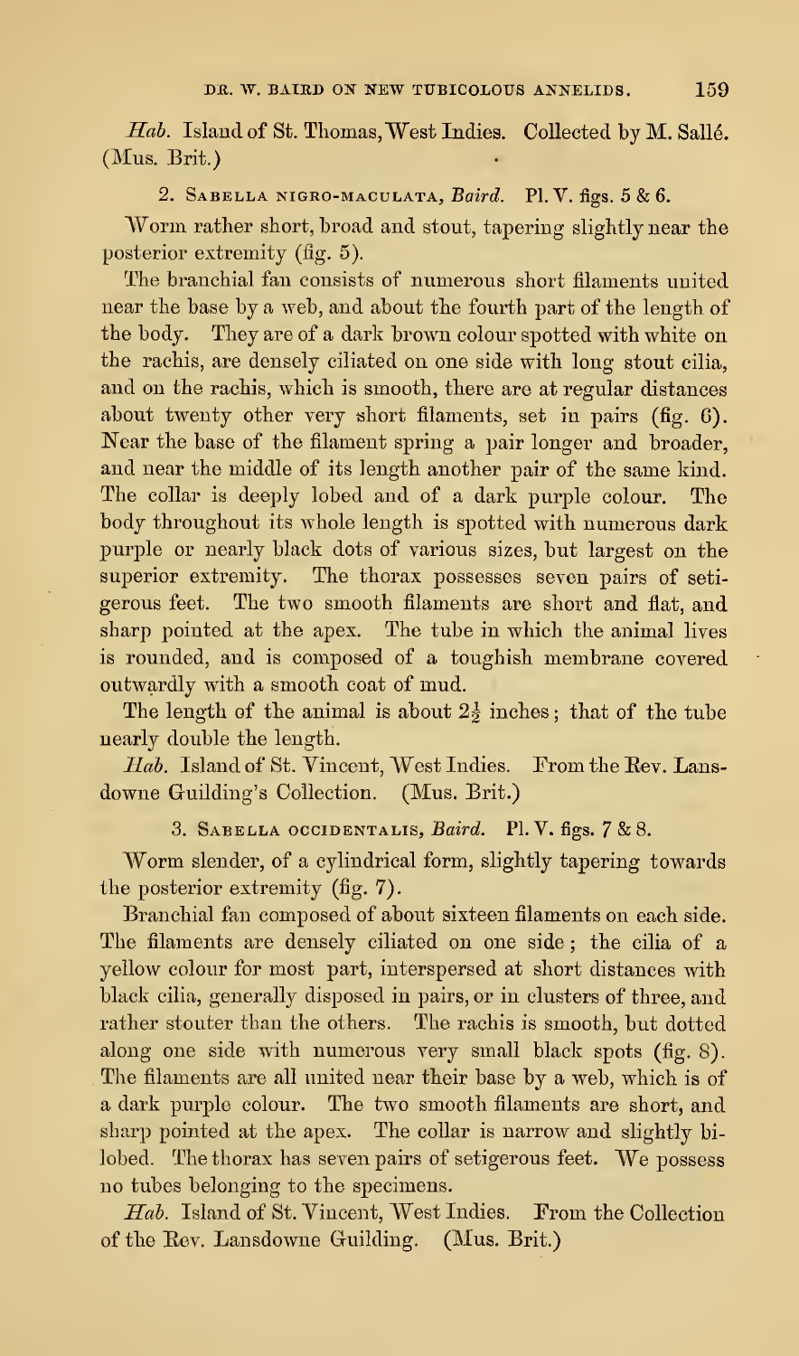*Hab.* Island of St. Thomas, West Indies. Collected by M. Sallé. (Mus. Brit.)

2. Sabella nigro-maculata, *Baird.* Pl. V. figs. 5 & 6.

Worm rather short, broad and stout, tapering slightly near the posterior extremity (fig. 5).

The branchial fan consists of numerous short filaments united near the base by a web, and about the fourth part of the length of the body. They are of a dark brown colour spotted with white on the rachis, are densely ciliated on one side with long stout cilia, and on the rachis, which is smooth, there are at regular distances about twenty other very short filaments, set in pairs (fig. 6). Near the base of the filament spring a pair longer and broader, and near the middle of its length another pair of the same kind. The collar is deeply lobed and of a dark purple colour. The body throughout its whole length is spotted with numerous dark purple or nearly black dots of various sizes, but largest on the superior extremity. The thorax possesses seven pairs of setigerous feet. The two smooth filaments are short and flat, and sharp pointed at the apex. The tube in which the animal lives is rounded, and is composed of a toughish membrane covered outwardly with a smooth coat of mud.

The length of the animal is about $2\frac{1}{2}$ inches; that of the tube nearly double the length.

*Hab.* Island of St. Vincent, West Indies. From the Rev. Lansdowne Guilding's Collection. (Mus. Brit.)

3. Sabella occidentalis, *Baird.* Pl. V. figs. 7 & 8.

Worm slender, of a cylindrical form, slightly tapering towards the posterior extremity (fig. 7).

Branchial fan composed of about sixteen filaments on each side. The filaments are densely ciliated on one side; the cilia of a yellow colour for most part, interspersed at short distances with black cilia, generally disposed in pairs, or in clusters of three, and rather stouter than the others. The rachis is smooth, but dotted along one side with numerous very small black spots (fig. 8). The filaments are all united near their base by a web, which is of a dark purple colour. The two smooth filaments are short, and sharp pointed at the apex. The collar is narrow and slightly bilobed. The thorax has seven pairs of setigerous feet. We possess no tubes belonging to the specimens.

*Hab.* Island of St. Vincent, West Indies. From the Collection of the Rev. Lansdowne Guilding. (Mus. Brit.)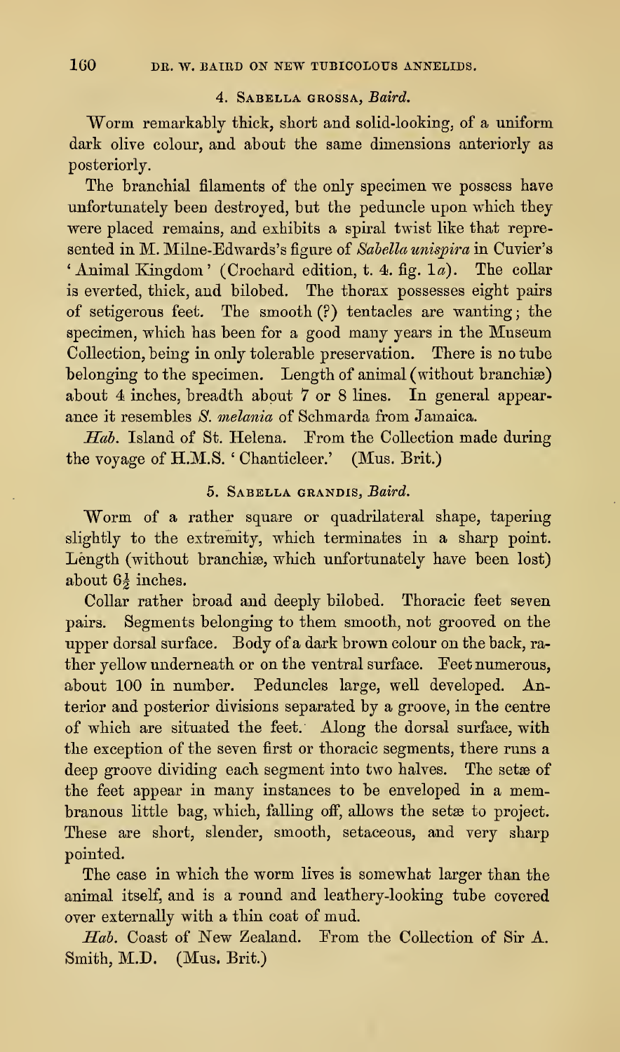### 4. Sabella grossa, *Baird*.

Worm remarkably thick, short and solid-looking, of a uniform dark olive colour, and about the same dimensions anteriorly as posteriorly.

The branchial filaments of the only specimen we possess have unfortunately been destroyed, but the peduncle upon which they were placed remains, and exhibits a spiral twist like that represented in M. Milne-Edwards's figure of *Sabella unispira* in Cuvier's 'Animal Kingdom' (Crochard edition, t. 4. fig. 1*a*). The collar is everted, thick, and bilobed. The thorax possesses eight pairs of setigerous feet. The smooth (?) tentacles are wanting; the specimen, which has been for a good many years in the Museum Collection, being in only tolerable preservation. There is no tube belonging to the specimen. Length of animal (without branchiæ) about 4 inches, breadth about 7 or 8 lines. In general appearance it resembles *S. melania* of Schmarda from Jamaica.

*Hab.* Island of St. Helena. From the Collection made during the voyage of H.M.S. 'Chanticleer.' (Mus. Brit.)

### 5. Sabella grandis, *Baird*.

Worm of a rather square or quadrilateral shape, tapering slightly to the extremity, which terminates in a sharp point. Length (without branchiæ, which unfortunately have been lost) about 6½ inches.

Collar rather broad and deeply bilobed. Thoracic feet seven pairs. Segments belonging to them smooth, not grooved on the upper dorsal surface. Body of a dark brown colour on the back, rather yellow underneath or on the ventral surface. Feet numerous, about 100 in number. Peduncles large, well developed. Anterior and posterior divisions separated by a groove, in the centre of which are situated the feet. Along the dorsal surface, with the exception of the seven first or thoracic segments, there runs a deep groove dividing each segment into two halves. The setæ of the feet appear in many instances to be enveloped in a membranous little bag, which, falling off, allows the setæ to project. These are short, slender, smooth, setaceous, and very sharp pointed.

The case in which the worm lives is somewhat larger than the animal itself, and is a round and leathery-looking tube covered over externally with a thin coat of mud.

*Hab.* Coast of New Zealand. From the Collection of Sir A. Smith, M.D. (Mus. Brit.)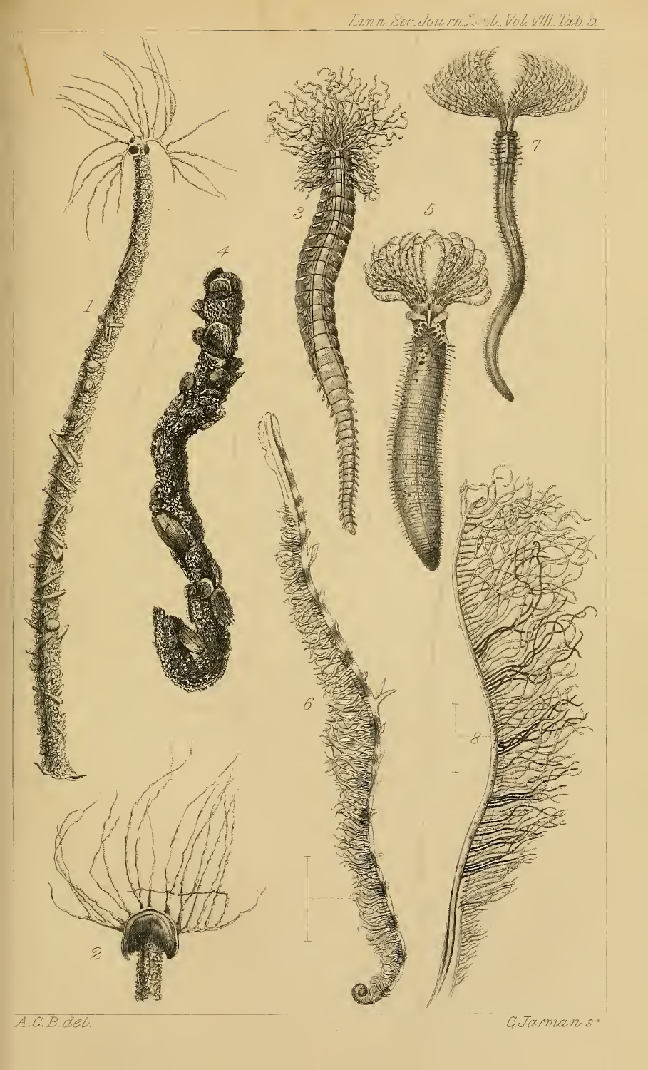A.G.B. del.

G.Jarman sc.